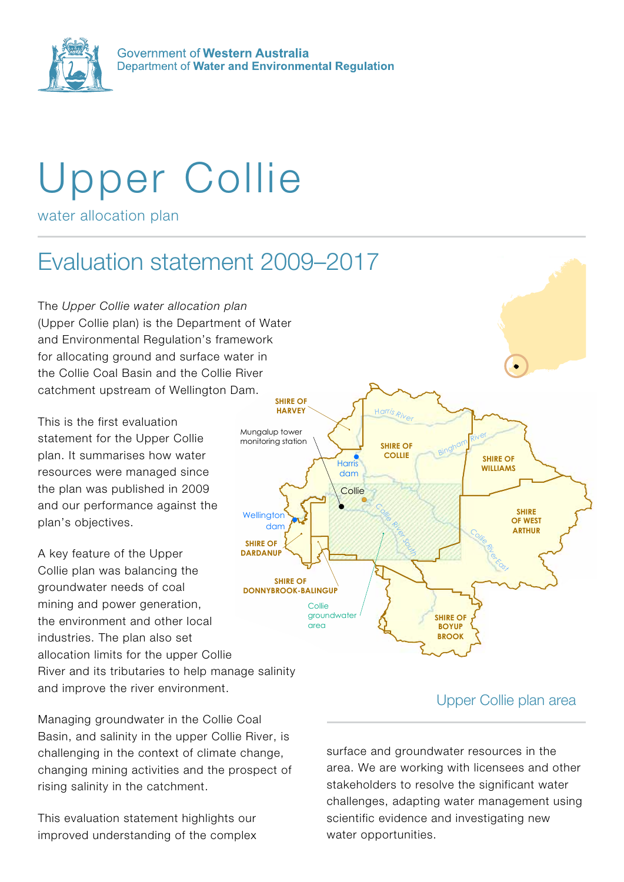Government of **Western Australia**
Department of **Water and Environmental Regulation**

# Upper Collie

water allocation plan

## Evaluation statement 2009–2017

The *Upper Collie water allocation plan* (Upper Collie plan) is the Department of Water and Environmental Regulation's framework for allocating ground and surface water in the Collie Coal Basin and the Collie River catchment upstream of Wellington Dam.

This is the first evaluation statement for the Upper Collie plan. It summarises how water resources were managed since the plan was published in 2009 and our performance against the plan's objectives.

A key feature of the Upper Collie plan was balancing the groundwater needs of coal mining and power generation, the environment and other local industries. The plan also set allocation limits for the upper Collie River and its tributaries to help manage salinity and improve the river environment.

Managing groundwater in the Collie Coal Basin, and salinity in the upper Collie River, is challenging in the context of climate change, changing mining activities and the prospect of rising salinity in the catchment.

This evaluation statement highlights our improved understanding of the complex surface and groundwater resources in the area. We are working with licensees and other stakeholders to resolve the significant water challenges, adapting water management using scientific evidence and investigating new water opportunities.

Upper Collie plan area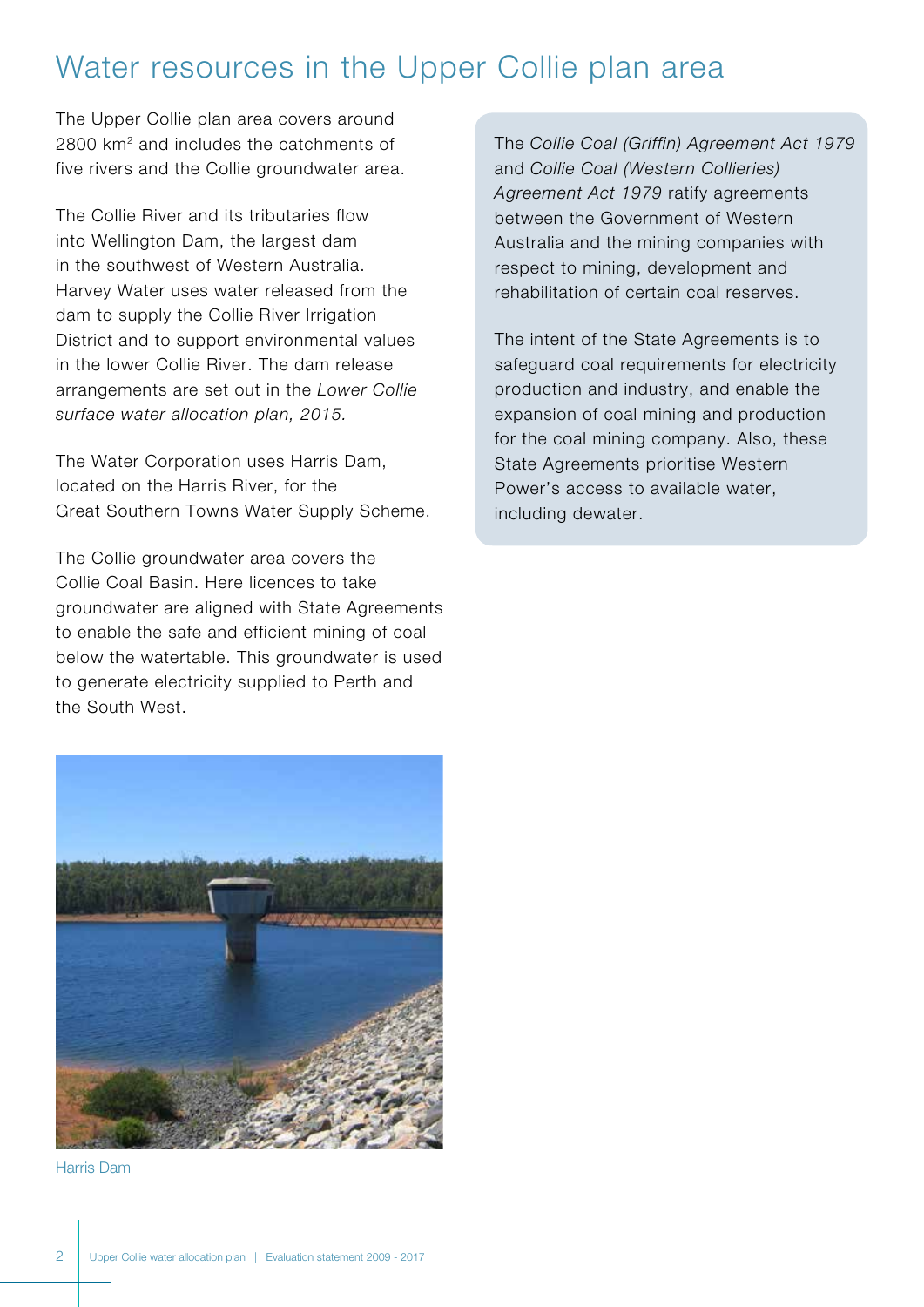# Water resources in the Upper Collie plan area

The Upper Collie plan area covers around 2800 km$^2$ and includes the catchments of five rivers and the Collie groundwater area.

The Collie River and its tributaries flow into Wellington Dam, the largest dam in the southwest of Western Australia. Harvey Water uses water released from the dam to supply the Collie River Irrigation District and to support environmental values in the lower Collie River. The dam release arrangements are set out in the *Lower Collie surface water allocation plan, 2015.*

The Water Corporation uses Harris Dam, located on the Harris River, for the Great Southern Towns Water Supply Scheme.

The Collie groundwater area covers the Collie Coal Basin. Here licences to take groundwater are aligned with State Agreements to enable the safe and efficient mining of coal below the watertable. This groundwater is used to generate electricity supplied to Perth and the South West.

Harris Dam

The *Collie Coal (Griffin) Agreement Act 1979* and *Collie Coal (Western Collieries) Agreement Act 1979* ratify agreements between the Government of Western Australia and the mining companies with respect to mining, development and rehabilitation of certain coal reserves.

The intent of the State Agreements is to safeguard coal requirements for electricity production and industry, and enable the expansion of coal mining and production for the coal mining company. Also, these State Agreements prioritise Western Power's access to available water, including dewater.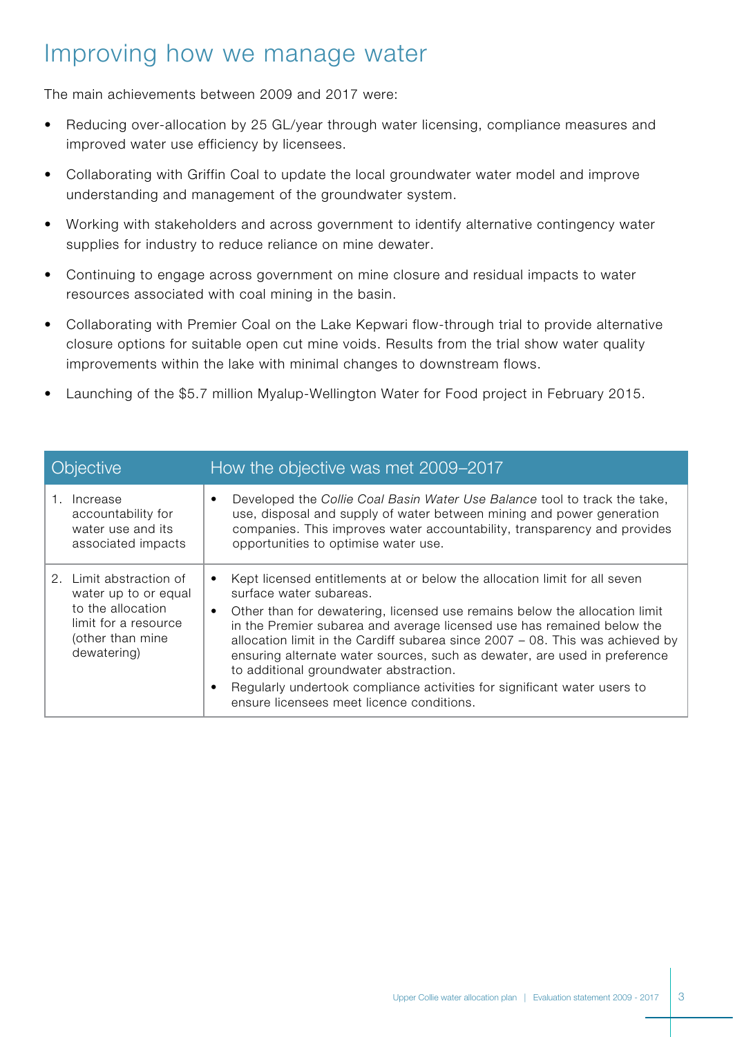# Improving how we manage water

The main achievements between 2009 and 2017 were:

- Reducing over-allocation by 25 GL/year through water licensing, compliance measures and improved water use efficiency by licensees.
- Collaborating with Griffin Coal to update the local groundwater water model and improve understanding and management of the groundwater system.
- Working with stakeholders and across government to identify alternative contingency water supplies for industry to reduce reliance on mine dewater.
- Continuing to engage across government on mine closure and residual impacts to water resources associated with coal mining in the basin.
- Collaborating with Premier Coal on the Lake Kepwari flow-through trial to provide alternative closure options for suitable open cut mine voids. Results from the trial show water quality improvements within the lake with minimal changes to downstream flows.
- Launching of the $5.7 million Myalup-Wellington Water for Food project in February 2015.

| Objective | How the objective was met 2009–2017 |
|---|---|
| 1. Increase accountability for water use and its associated impacts | • Developed the *Collie Coal Basin Water Use Balance* tool to track the take, use, disposal and supply of water between mining and power generation companies. This improves water accountability, transparency and provides opportunities to optimise water use. |
| 2. Limit abstraction of water up to or equal to the allocation limit for a resource (other than mine dewatering) | • Kept licensed entitlements at or below the allocation limit for all seven surface water subareas.<br>• Other than for dewatering, licensed use remains below the allocation limit in the Premier subarea and average licensed use has remained below the allocation limit in the Cardiff subarea since 2007 – 08. This was achieved by ensuring alternate water sources, such as dewater, are used in preference to additional groundwater abstraction.<br>• Regularly undertook compliance activities for significant water users to ensure licensees meet licence conditions. |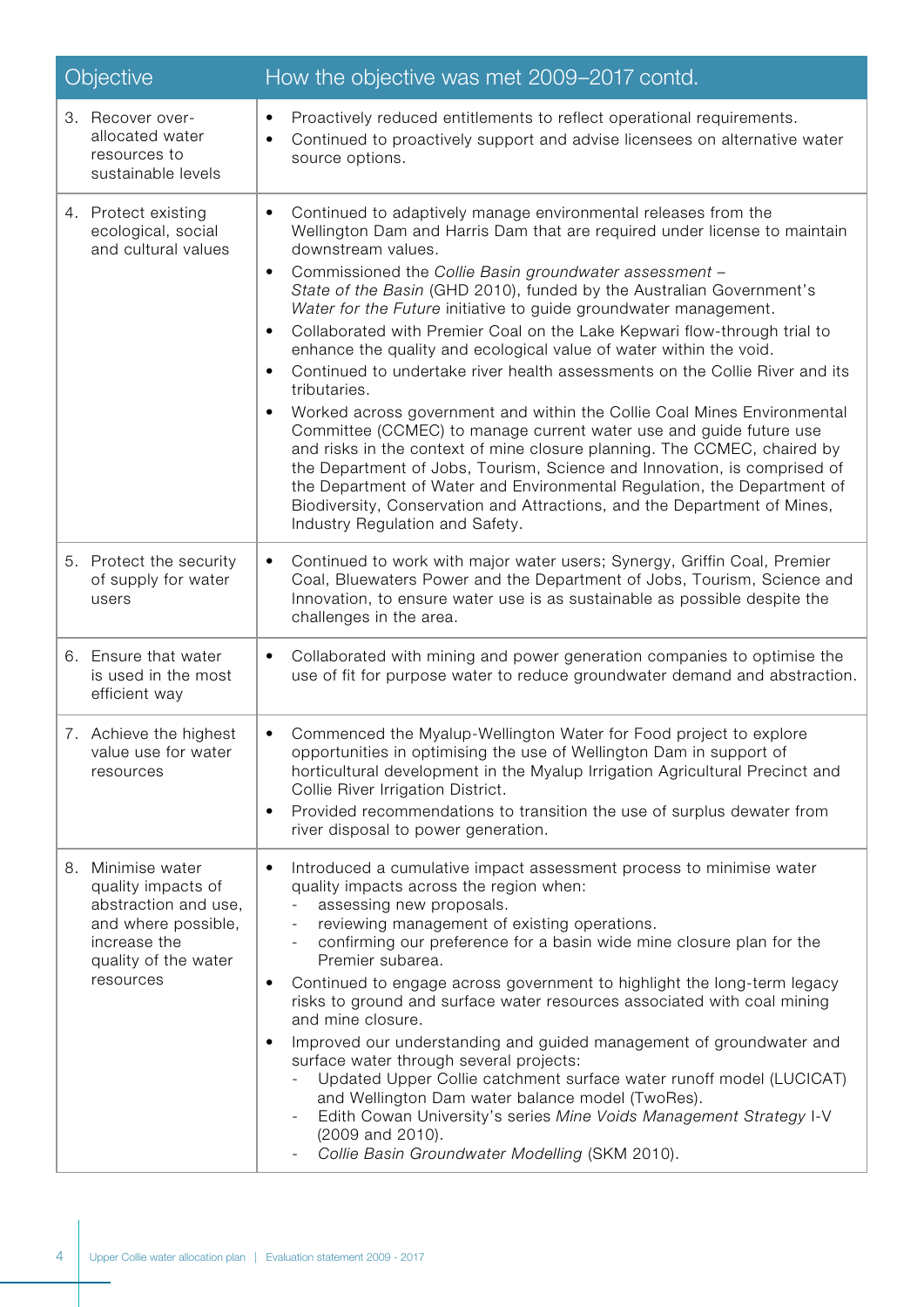| Objective | How the objective was met 2009–2017 contd. |
|---|---|
| 3. Recover over-allocated water resources to sustainable levels | • Proactively reduced entitlements to reflect operational requirements.<br>• Continued to proactively support and advise licensees on alternative water source options. |
| 4. Protect existing ecological, social and cultural values | • Continued to adaptively manage environmental releases from the Wellington Dam and Harris Dam that are required under license to maintain downstream values.<br>• Commissioned the *Collie Basin groundwater assessment – State of the Basin* (GHD 2010), funded by the Australian Government's *Water for the Future* initiative to guide groundwater management.<br>• Collaborated with Premier Coal on the Lake Kepwari flow-through trial to enhance the quality and ecological value of water within the void.<br>• Continued to undertake river health assessments on the Collie River and its tributaries.<br>• Worked across government and within the Collie Coal Mines Environmental Committee (CCMEC) to manage current water use and guide future use and risks in the context of mine closure planning. The CCMEC, chaired by the Department of Jobs, Tourism, Science and Innovation, is comprised of the Department of Water and Environmental Regulation, the Department of Biodiversity, Conservation and Attractions, and the Department of Mines, Industry Regulation and Safety. |
| 5. Protect the security of supply for water users | • Continued to work with major water users; Synergy, Griffin Coal, Premier Coal, Bluewaters Power and the Department of Jobs, Tourism, Science and Innovation, to ensure water use is as sustainable as possible despite the challenges in the area. |
| 6. Ensure that water is used in the most efficient way | • Collaborated with mining and power generation companies to optimise the use of fit for purpose water to reduce groundwater demand and abstraction. |
| 7. Achieve the highest value use for water resources | • Commenced the Myalup-Wellington Water for Food project to explore opportunities in optimising the use of Wellington Dam in support of horticultural development in the Myalup Irrigation Agricultural Precinct and Collie River Irrigation District.<br>• Provided recommendations to transition the use of surplus dewater from river disposal to power generation. |
| 8. Minimise water quality impacts of abstraction and use, and where possible, increase the quality of the water resources | • Introduced a cumulative impact assessment process to minimise water quality impacts across the region when:<br>  - assessing new proposals.<br>  - reviewing management of existing operations.<br>  - confirming our preference for a basin wide mine closure plan for the Premier subarea.<br>• Continued to engage across government to highlight the long-term legacy risks to ground and surface water resources associated with coal mining and mine closure.<br>• Improved our understanding and guided management of groundwater and surface water through several projects:<br>  - Updated Upper Collie catchment surface water runoff model (LUCICAT) and Wellington Dam water balance model (TwoRes).<br>  - Edith Cowan University's series *Mine Voids Management Strategy* I-V (2009 and 2010).<br>  - *Collie Basin Groundwater Modelling* (SKM 2010). |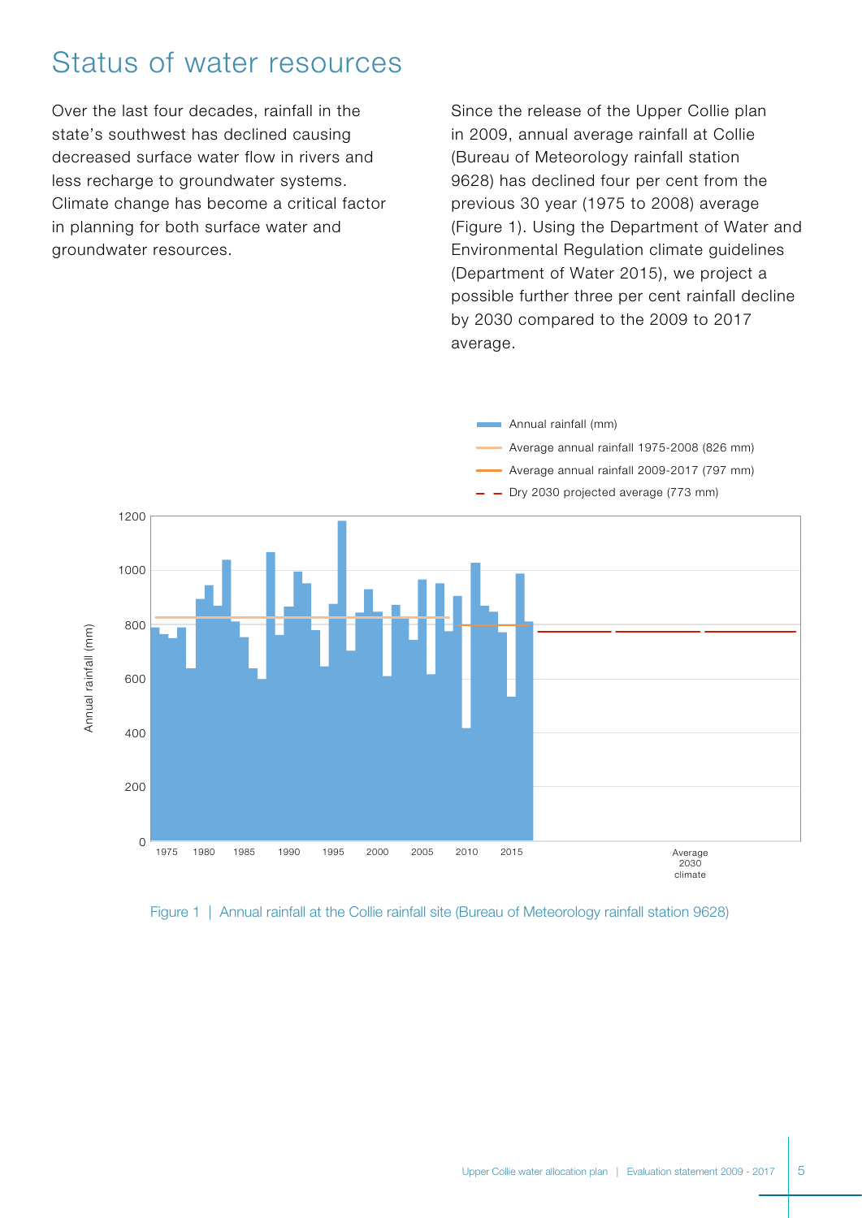# Status of water resources

Over the last four decades, rainfall in the state's southwest has declined causing decreased surface water flow in rivers and less recharge to groundwater systems. Climate change has become a critical factor in planning for both surface water and groundwater resources.

Since the release of the Upper Collie plan in 2009, annual average rainfall at Collie (Bureau of Meteorology rainfall station 9628) has declined four per cent from the previous 30 year (1975 to 2008) average (Figure 1). Using the Department of Water and Environmental Regulation climate guidelines (Department of Water 2015), we project a possible further three per cent rainfall decline by 2030 compared to the 2009 to 2017 average.

Figure 1 | Annual rainfall at the Collie rainfall site (Bureau of Meteorology rainfall station 9628)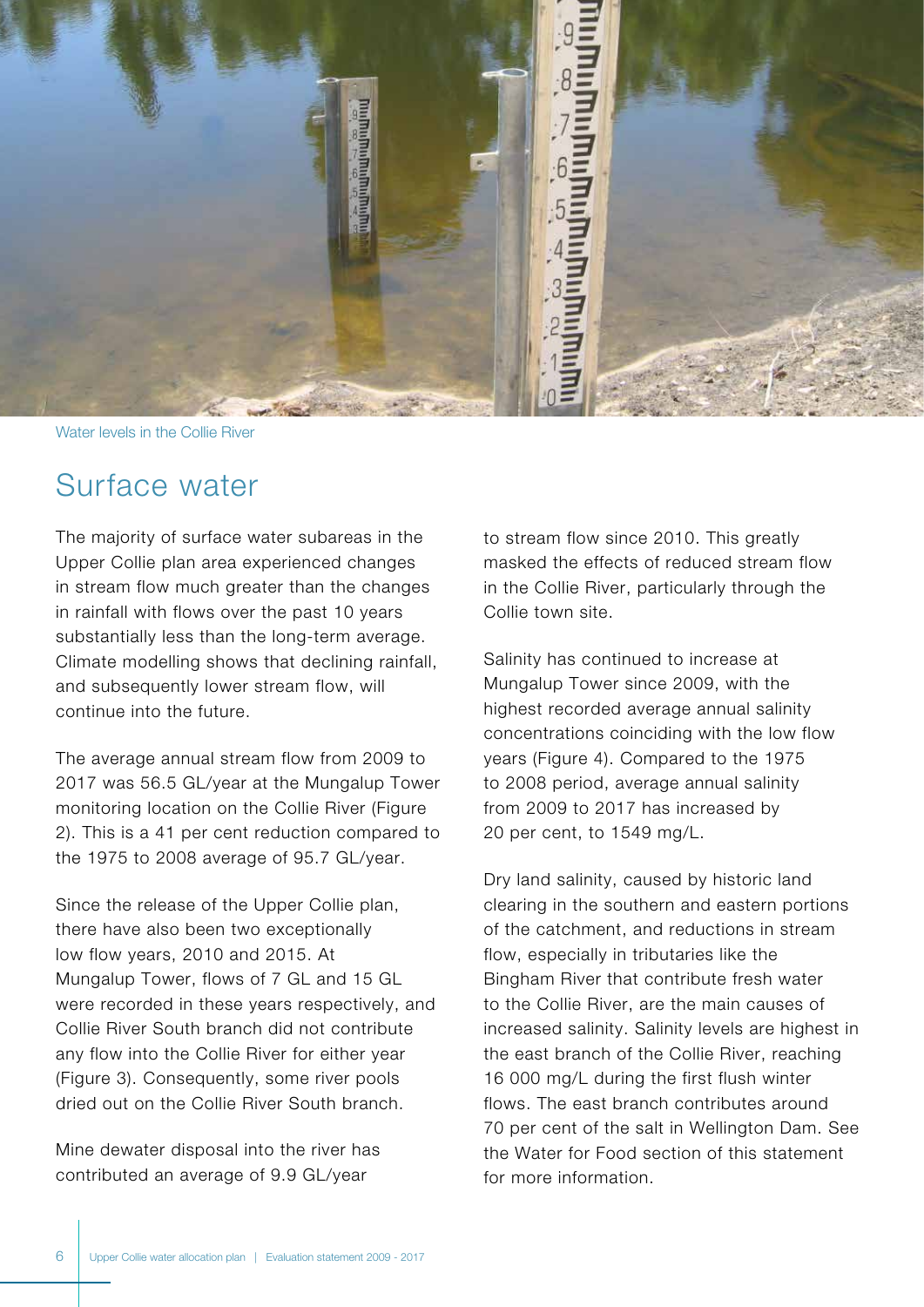Water levels in the Collie River

# Surface water

The majority of surface water subareas in the Upper Collie plan area experienced changes in stream flow much greater than the changes in rainfall with flows over the past 10 years substantially less than the long-term average. Climate modelling shows that declining rainfall, and subsequently lower stream flow, will continue into the future.

The average annual stream flow from 2009 to 2017 was 56.5 GL/year at the Mungalup Tower monitoring location on the Collie River (Figure 2). This is a 41 per cent reduction compared to the 1975 to 2008 average of 95.7 GL/year.

Since the release of the Upper Collie plan, there have also been two exceptionally low flow years, 2010 and 2015. At Mungalup Tower, flows of 7 GL and 15 GL were recorded in these years respectively, and Collie River South branch did not contribute any flow into the Collie River for either year (Figure 3). Consequently, some river pools dried out on the Collie River South branch.

Mine dewater disposal into the river has contributed an average of 9.9 GL/year to stream flow since 2010. This greatly masked the effects of reduced stream flow in the Collie River, particularly through the Collie town site.

Salinity has continued to increase at Mungalup Tower since 2009, with the highest recorded average annual salinity concentrations coinciding with the low flow years (Figure 4). Compared to the 1975 to 2008 period, average annual salinity from 2009 to 2017 has increased by 20 per cent, to 1549 mg/L.

Dry land salinity, caused by historic land clearing in the southern and eastern portions of the catchment, and reductions in stream flow, especially in tributaries like the Bingham River that contribute fresh water to the Collie River, are the main causes of increased salinity. Salinity levels are highest in the east branch of the Collie River, reaching 16 000 mg/L during the first flush winter flows. The east branch contributes around 70 per cent of the salt in Wellington Dam. See the Water for Food section of this statement for more information.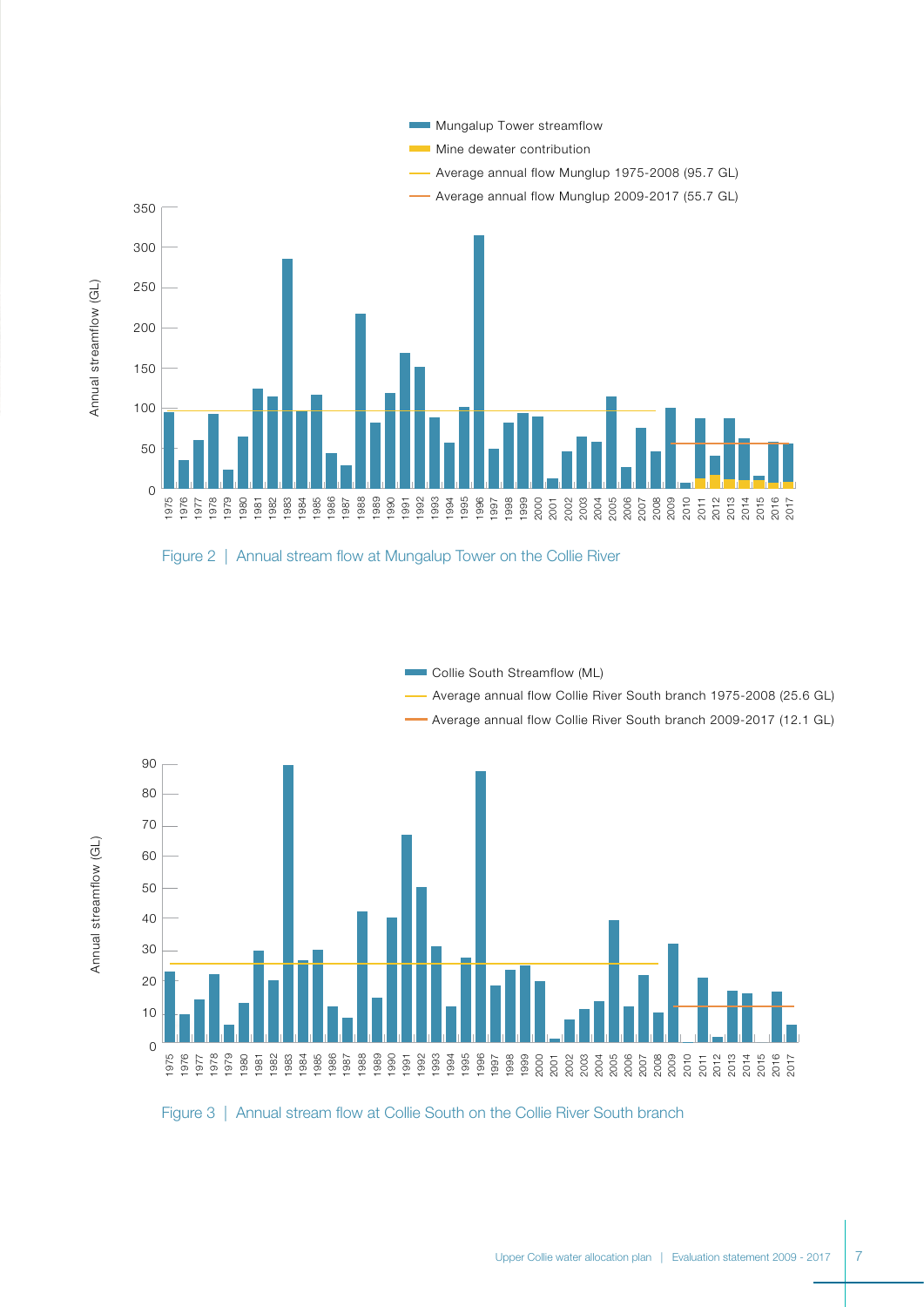Figure 2 | Annual stream flow at Mungalup Tower on the Collie River

Figure 3 | Annual stream flow at Collie South on the Collie River South branch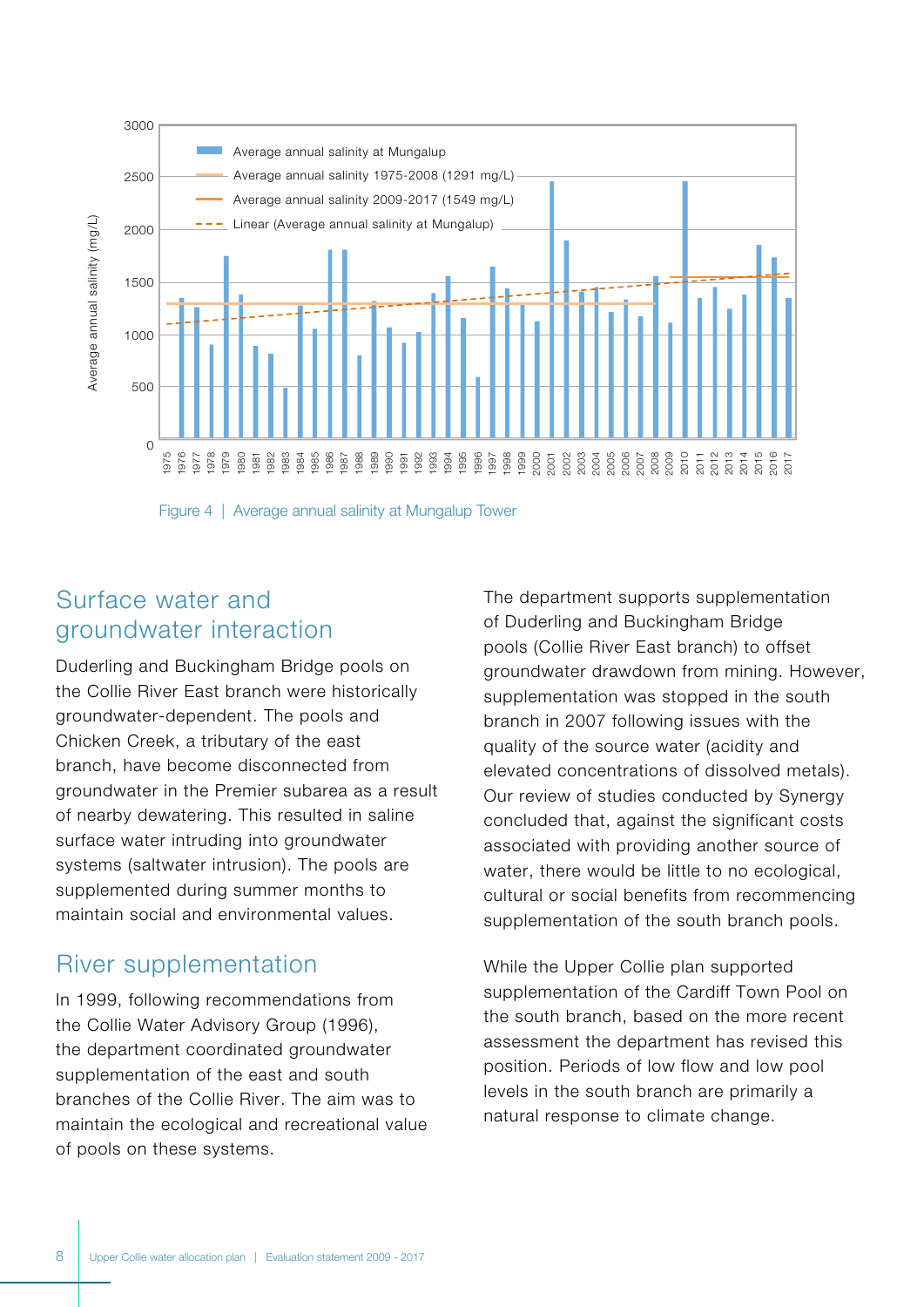Figure 4 | Average annual salinity at Mungalup Tower

## Surface water and groundwater interaction

Duderling and Buckingham Bridge pools on the Collie River East branch were historically groundwater-dependent. The pools and Chicken Creek, a tributary of the east branch, have become disconnected from groundwater in the Premier subarea as a result of nearby dewatering. This resulted in saline surface water intruding into groundwater systems (saltwater intrusion). The pools are supplemented during summer months to maintain social and environmental values.

## River supplementation

In 1999, following recommendations from the Collie Water Advisory Group (1996), the department coordinated groundwater supplementation of the east and south branches of the Collie River. The aim was to maintain the ecological and recreational value of pools on these systems.

The department supports supplementation of Duderling and Buckingham Bridge pools (Collie River East branch) to offset groundwater drawdown from mining. However, supplementation was stopped in the south branch in 2007 following issues with the quality of the source water (acidity and elevated concentrations of dissolved metals). Our review of studies conducted by Synergy concluded that, against the significant costs associated with providing another source of water, there would be little to no ecological, cultural or social benefits from recommencing supplementation of the south branch pools.

While the Upper Collie plan supported supplementation of the Cardiff Town Pool on the south branch, based on the more recent assessment the department has revised this position. Periods of low flow and low pool levels in the south branch are primarily a natural response to climate change.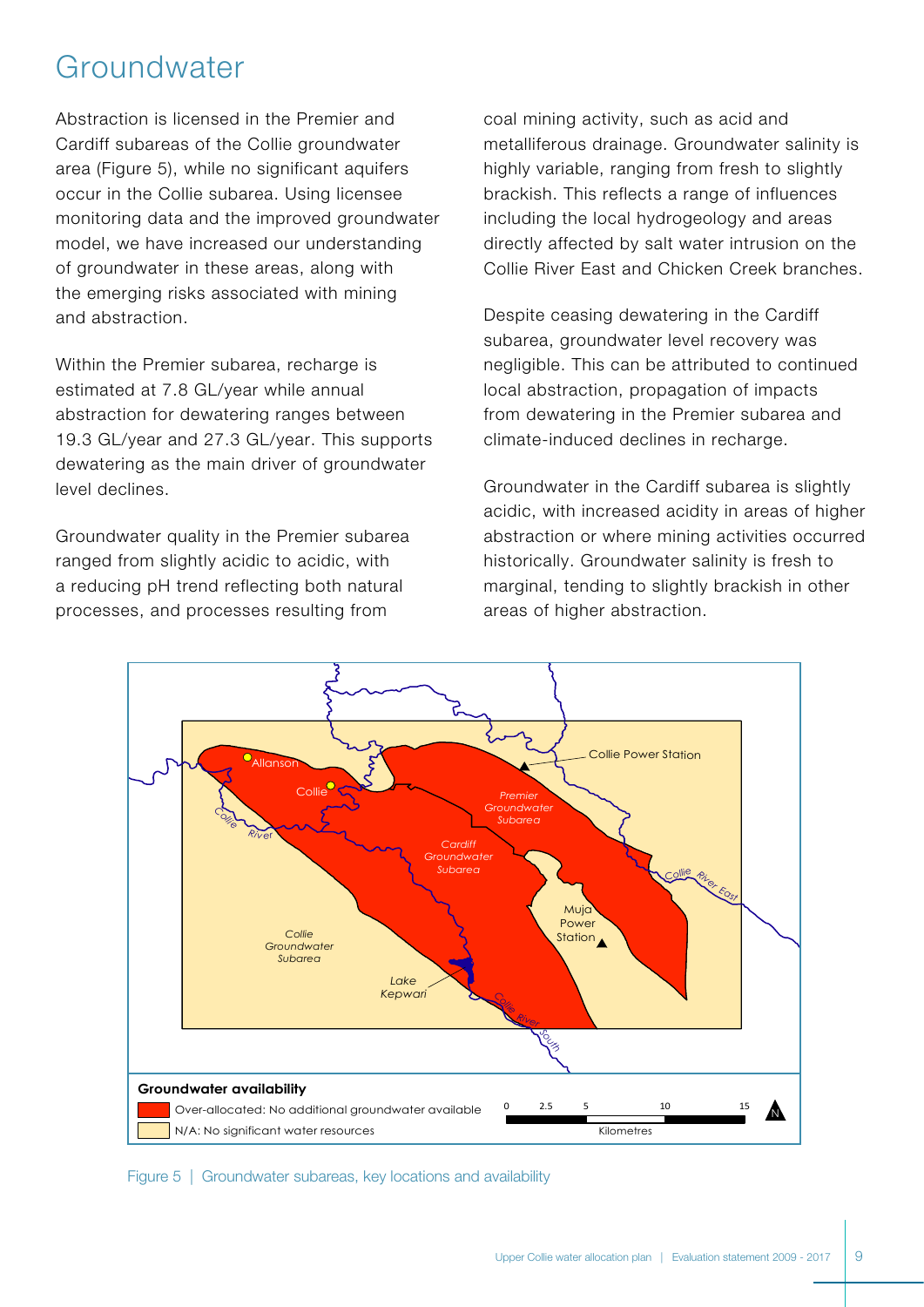# Groundwater

Abstraction is licensed in the Premier and Cardiff subareas of the Collie groundwater area (Figure 5), while no significant aquifers occur in the Collie subarea. Using licensee monitoring data and the improved groundwater model, we have increased our understanding of groundwater in these areas, along with the emerging risks associated with mining and abstraction.

Within the Premier subarea, recharge is estimated at 7.8 GL/year while annual abstraction for dewatering ranges between 19.3 GL/year and 27.3 GL/year. This supports dewatering as the main driver of groundwater level declines.

Groundwater quality in the Premier subarea ranged from slightly acidic to acidic, with a reducing pH trend reflecting both natural processes, and processes resulting from coal mining activity, such as acid and metalliferous drainage. Groundwater salinity is highly variable, ranging from fresh to slightly brackish. This reflects a range of influences including the local hydrogeology and areas directly affected by salt water intrusion on the Collie River East and Chicken Creek branches.

Despite ceasing dewatering in the Cardiff subarea, groundwater level recovery was negligible. This can be attributed to continued local abstraction, propagation of impacts from dewatering in the Premier subarea and climate-induced declines in recharge.

Groundwater in the Cardiff subarea is slightly acidic, with increased acidity in areas of higher abstraction or where mining activities occurred historically. Groundwater salinity is fresh to marginal, tending to slightly brackish in other areas of higher abstraction.

Figure 5 | Groundwater subareas, key locations and availability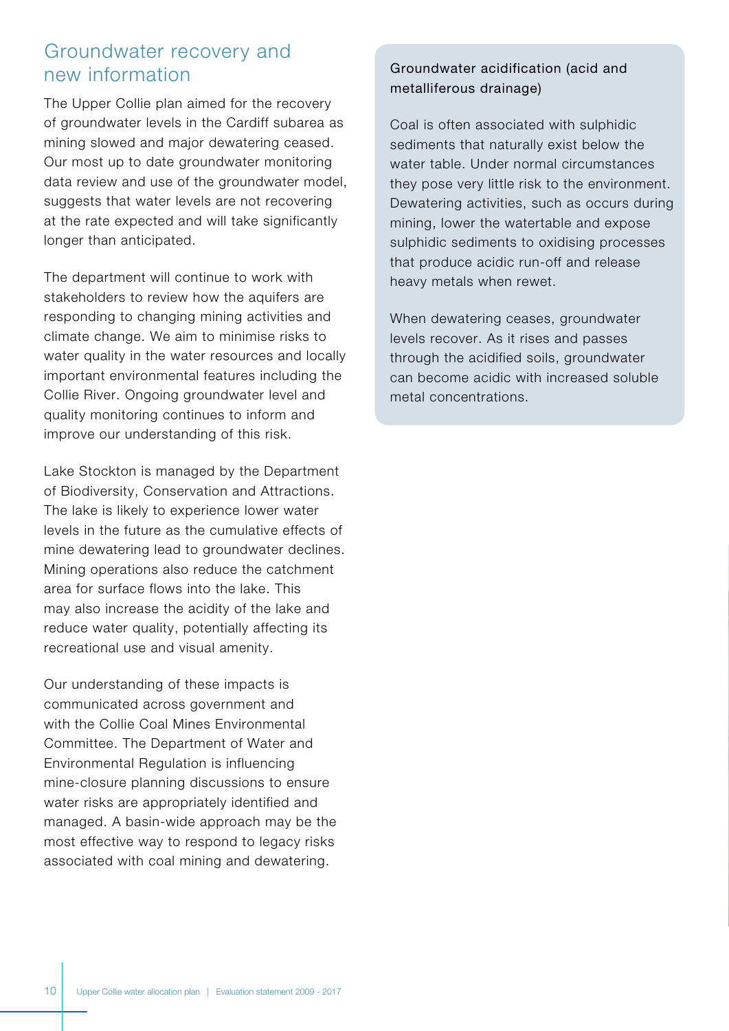## Groundwater recovery and new information

The Upper Collie plan aimed for the recovery of groundwater levels in the Cardiff subarea as mining slowed and major dewatering ceased. Our most up to date groundwater monitoring data review and use of the groundwater model, suggests that water levels are not recovering at the rate expected and will take significantly longer than anticipated.

The department will continue to work with stakeholders to review how the aquifers are responding to changing mining activities and climate change. We aim to minimise risks to water quality in the water resources and locally important environmental features including the Collie River. Ongoing groundwater level and quality monitoring continues to inform and improve our understanding of this risk.

Lake Stockton is managed by the Department of Biodiversity, Conservation and Attractions. The lake is likely to experience lower water levels in the future as the cumulative effects of mine dewatering lead to groundwater declines. Mining operations also reduce the catchment area for surface flows into the lake. This may also increase the acidity of the lake and reduce water quality, potentially affecting its recreational use and visual amenity.

Our understanding of these impacts is communicated across government and with the Collie Coal Mines Environmental Committee. The Department of Water and Environmental Regulation is influencing mine-closure planning discussions to ensure water risks are appropriately identified and managed. A basin-wide approach may be the most effective way to respond to legacy risks associated with coal mining and dewatering.

### Groundwater acidification (acid and metalliferous drainage)

Coal is often associated with sulphidic sediments that naturally exist below the water table. Under normal circumstances they pose very little risk to the environment. Dewatering activities, such as occurs during mining, lower the watertable and expose sulphidic sediments to oxidising processes that produce acidic run-off and release heavy metals when rewet.

When dewatering ceases, groundwater levels recover. As it rises and passes through the acidified soils, groundwater can become acidic with increased soluble metal concentrations.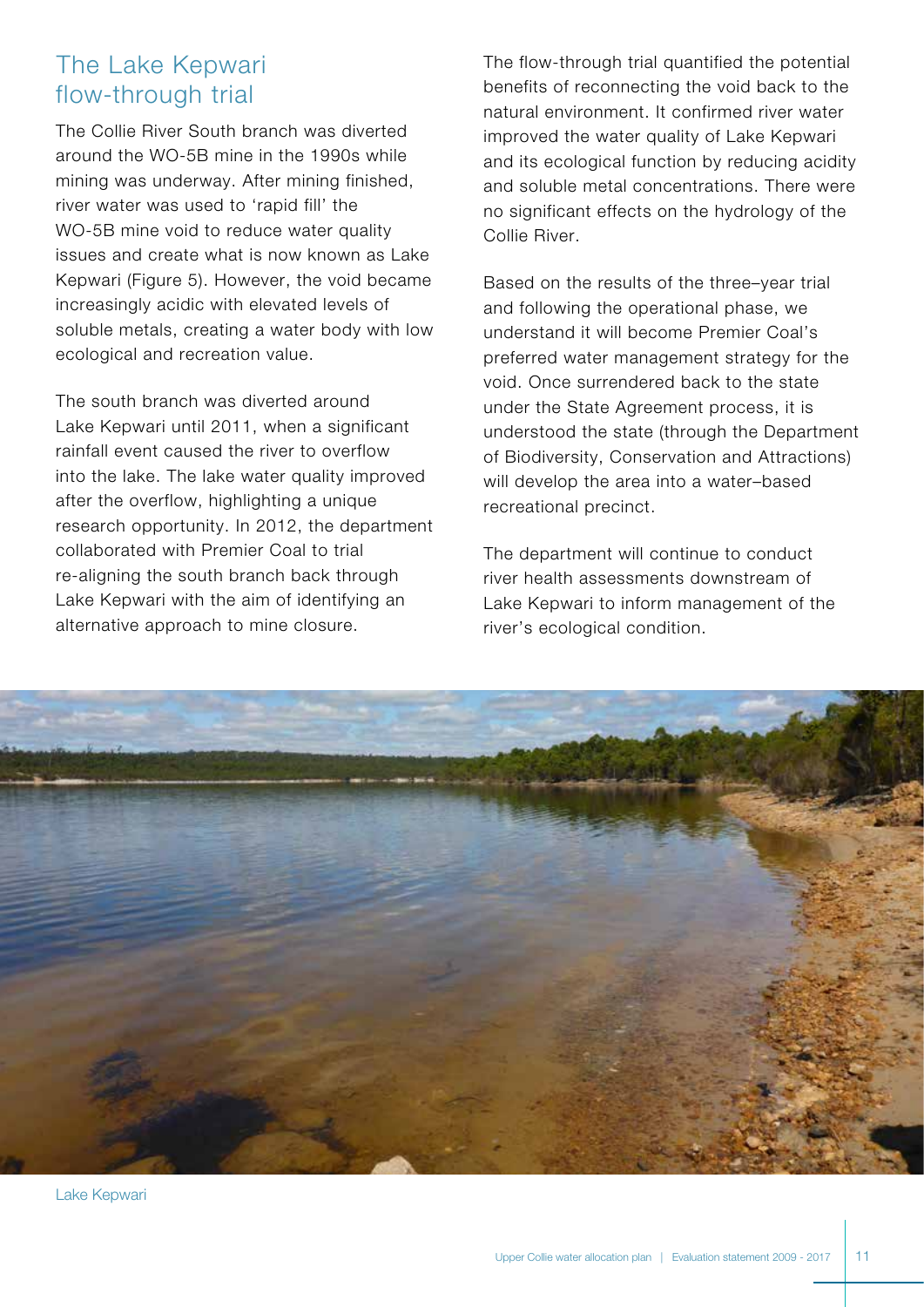## The Lake Kepwari flow-through trial

The Collie River South branch was diverted around the WO-5B mine in the 1990s while mining was underway. After mining finished, river water was used to 'rapid fill' the WO-5B mine void to reduce water quality issues and create what is now known as Lake Kepwari (Figure 5). However, the void became increasingly acidic with elevated levels of soluble metals, creating a water body with low ecological and recreation value.

The south branch was diverted around Lake Kepwari until 2011, when a significant rainfall event caused the river to overflow into the lake. The lake water quality improved after the overflow, highlighting a unique research opportunity. In 2012, the department collaborated with Premier Coal to trial re-aligning the south branch back through Lake Kepwari with the aim of identifying an alternative approach to mine closure.

The flow-through trial quantified the potential benefits of reconnecting the void back to the natural environment. It confirmed river water improved the water quality of Lake Kepwari and its ecological function by reducing acidity and soluble metal concentrations. There were no significant effects on the hydrology of the Collie River.

Based on the results of the three–year trial and following the operational phase, we understand it will become Premier Coal's preferred water management strategy for the void. Once surrendered back to the state under the State Agreement process, it is understood the state (through the Department of Biodiversity, Conservation and Attractions) will develop the area into a water–based recreational precinct.

The department will continue to conduct river health assessments downstream of Lake Kepwari to inform management of the river's ecological condition.

Lake Kepwari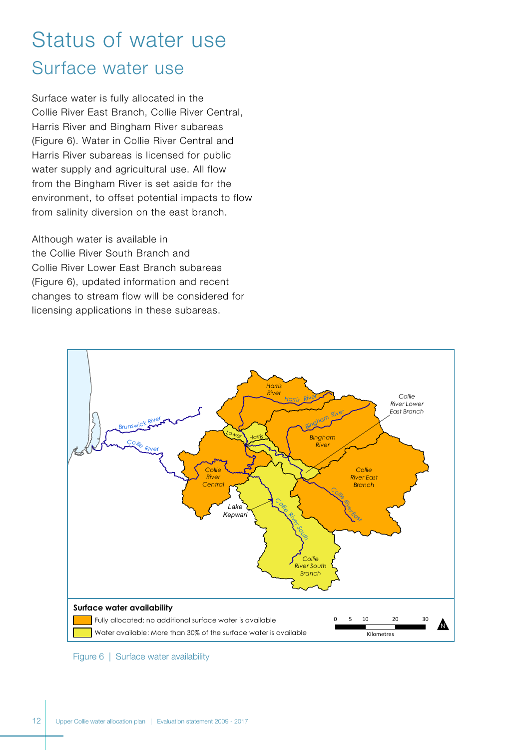# Status of water use

## Surface water use

Surface water is fully allocated in the Collie River East Branch, Collie River Central, Harris River and Bingham River subareas (Figure 6). Water in Collie River Central and Harris River subareas is licensed for public water supply and agricultural use. All flow from the Bingham River is set aside for the environment, to offset potential impacts to flow from salinity diversion on the east branch.

Although water is available in the Collie River South Branch and Collie River Lower East Branch subareas (Figure 6), updated information and recent changes to stream flow will be considered for licensing applications in these subareas.

Figure 6 | Surface water availability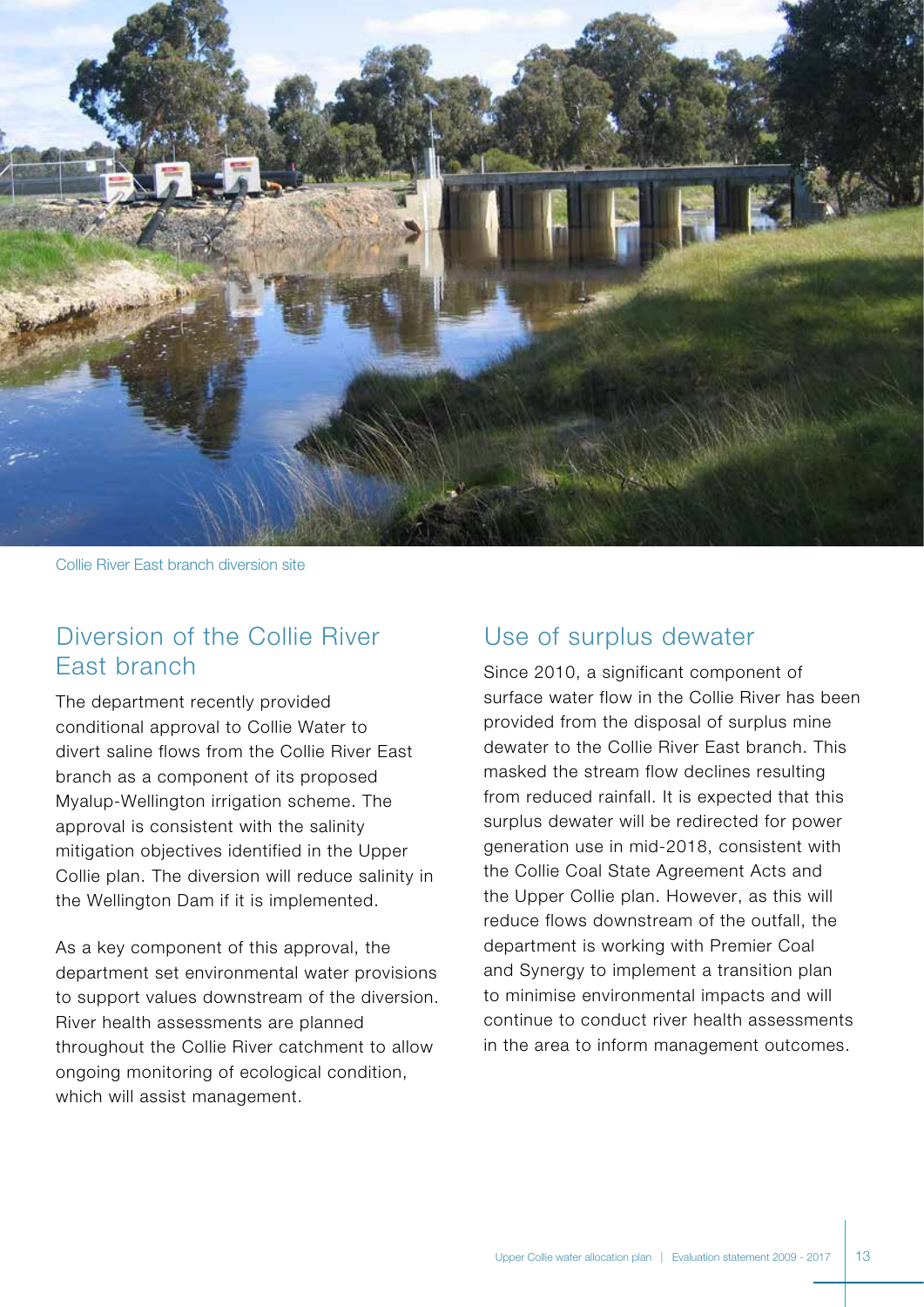Collie River East branch diversion site

## Diversion of the Collie River East branch

The department recently provided conditional approval to Collie Water to divert saline flows from the Collie River East branch as a component of its proposed Myalup-Wellington irrigation scheme. The approval is consistent with the salinity mitigation objectives identified in the Upper Collie plan. The diversion will reduce salinity in the Wellington Dam if it is implemented.

As a key component of this approval, the department set environmental water provisions to support values downstream of the diversion. River health assessments are planned throughout the Collie River catchment to allow ongoing monitoring of ecological condition, which will assist management.

## Use of surplus dewater

Since 2010, a significant component of surface water flow in the Collie River has been provided from the disposal of surplus mine dewater to the Collie River East branch. This masked the stream flow declines resulting from reduced rainfall. It is expected that this surplus dewater will be redirected for power generation use in mid-2018, consistent with the Collie Coal State Agreement Acts and the Upper Collie plan. However, as this will reduce flows downstream of the outfall, the department is working with Premier Coal and Synergy to implement a transition plan to minimise environmental impacts and will continue to conduct river health assessments in the area to inform management outcomes.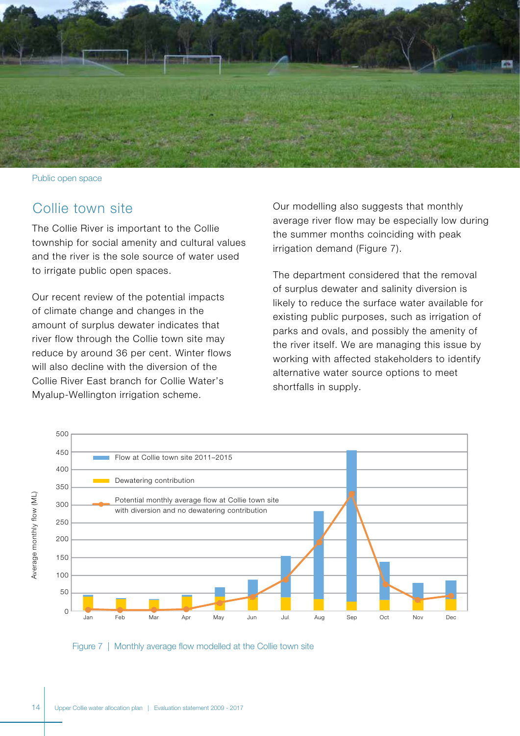Public open space

## Collie town site

The Collie River is important to the Collie township for social amenity and cultural values and the river is the sole source of water used to irrigate public open spaces.

Our recent review of the potential impacts of climate change and changes in the amount of surplus dewater indicates that river flow through the Collie town site may reduce by around 36 per cent. Winter flows will also decline with the diversion of the Collie River East branch for Collie Water's Myalup-Wellington irrigation scheme.

Our modelling also suggests that monthly average river flow may be especially low during the summer months coinciding with peak irrigation demand (Figure 7).

The department considered that the removal of surplus dewater and salinity diversion is likely to reduce the surface water available for existing public purposes, such as irrigation of parks and ovals, and possibly the amenity of the river itself. We are managing this issue by working with affected stakeholders to identify alternative water source options to meet shortfalls in supply.

Figure 7 | Monthly average flow modelled at the Collie town site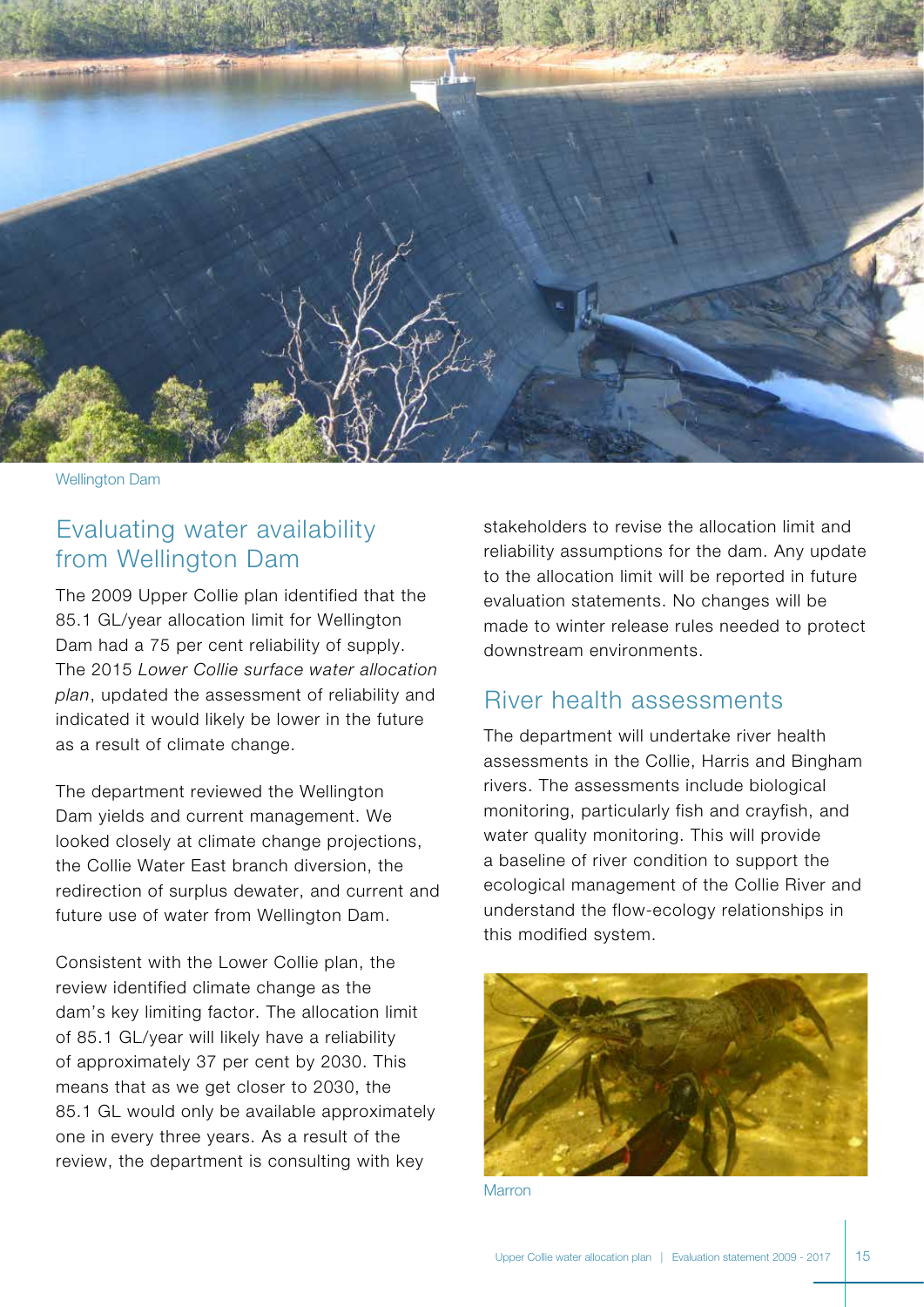Wellington Dam

## Evaluating water availability from Wellington Dam

The 2009 Upper Collie plan identified that the 85.1 GL/year allocation limit for Wellington Dam had a 75 per cent reliability of supply. The 2015 *Lower Collie surface water allocation plan*, updated the assessment of reliability and indicated it would likely be lower in the future as a result of climate change.

The department reviewed the Wellington Dam yields and current management. We looked closely at climate change projections, the Collie Water East branch diversion, the redirection of surplus dewater, and current and future use of water from Wellington Dam.

Consistent with the Lower Collie plan, the review identified climate change as the dam's key limiting factor. The allocation limit of 85.1 GL/year will likely have a reliability of approximately 37 per cent by 2030. This means that as we get closer to 2030, the 85.1 GL would only be available approximately one in every three years. As a result of the review, the department is consulting with key stakeholders to revise the allocation limit and reliability assumptions for the dam. Any update to the allocation limit will be reported in future evaluation statements. No changes will be made to winter release rules needed to protect downstream environments.

## River health assessments

The department will undertake river health assessments in the Collie, Harris and Bingham rivers. The assessments include biological monitoring, particularly fish and crayfish, and water quality monitoring. This will provide a baseline of river condition to support the ecological management of the Collie River and understand the flow-ecology relationships in this modified system.

Marron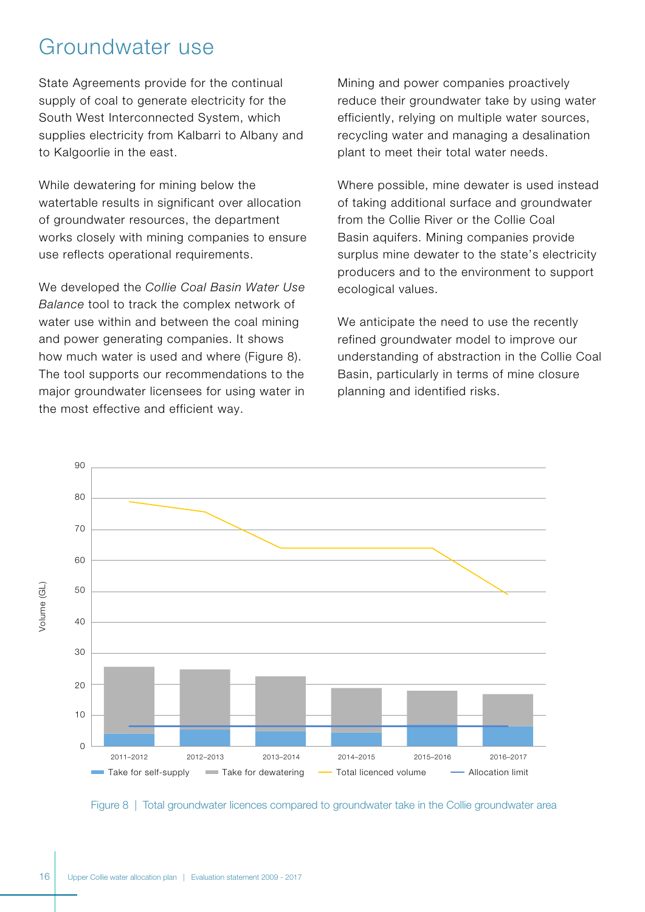# Groundwater use

State Agreements provide for the continual supply of coal to generate electricity for the South West Interconnected System, which supplies electricity from Kalbarri to Albany and to Kalgoorlie in the east.

While dewatering for mining below the watertable results in significant over allocation of groundwater resources, the department works closely with mining companies to ensure use reflects operational requirements.

We developed the *Collie Coal Basin Water Use Balance* tool to track the complex network of water use within and between the coal mining and power generating companies. It shows how much water is used and where (Figure 8). The tool supports our recommendations to the major groundwater licensees for using water in the most effective and efficient way.

Mining and power companies proactively reduce their groundwater take by using water efficiently, relying on multiple water sources, recycling water and managing a desalination plant to meet their total water needs.

Where possible, mine dewater is used instead of taking additional surface and groundwater from the Collie River or the Collie Coal Basin aquifers. Mining companies provide surplus mine dewater to the state's electricity producers and to the environment to support ecological values.

We anticipate the need to use the recently refined groundwater model to improve our understanding of abstraction in the Collie Coal Basin, particularly in terms of mine closure planning and identified risks.

Figure 8 | Total groundwater licences compared to groundwater take in the Collie groundwater area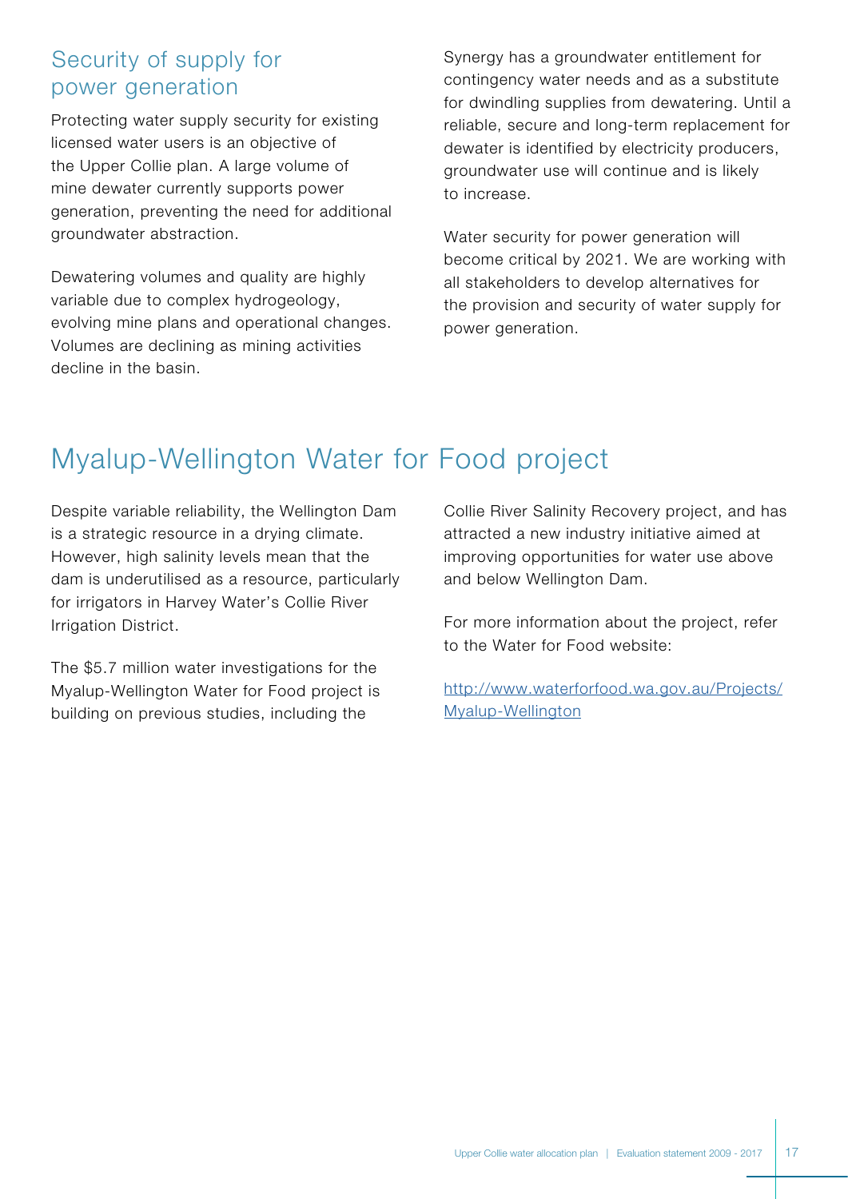## Security of supply for power generation

Protecting water supply security for existing licensed water users is an objective of the Upper Collie plan. A large volume of mine dewater currently supports power generation, preventing the need for additional groundwater abstraction.

Dewatering volumes and quality are highly variable due to complex hydrogeology, evolving mine plans and operational changes. Volumes are declining as mining activities decline in the basin.

Synergy has a groundwater entitlement for contingency water needs and as a substitute for dwindling supplies from dewatering. Until a reliable, secure and long-term replacement for dewater is identified by electricity producers, groundwater use will continue and is likely to increase.

Water security for power generation will become critical by 2021. We are working with all stakeholders to develop alternatives for the provision and security of water supply for power generation.

# Myalup-Wellington Water for Food project

Despite variable reliability, the Wellington Dam is a strategic resource in a drying climate. However, high salinity levels mean that the dam is underutilised as a resource, particularly for irrigators in Harvey Water's Collie River Irrigation District.

The $5.7 million water investigations for the Myalup-Wellington Water for Food project is building on previous studies, including the Collie River Salinity Recovery project, and has attracted a new industry initiative aimed at improving opportunities for water use above and below Wellington Dam.

For more information about the project, refer to the Water for Food website:

http://www.waterforfood.wa.gov.au/Projects/Myalup-Wellington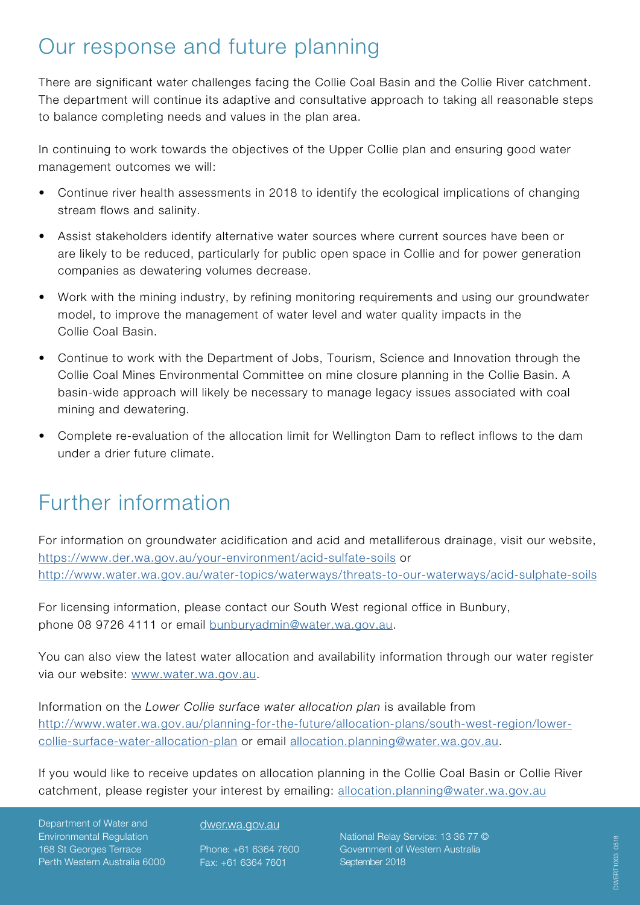# Our response and future planning

There are significant water challenges facing the Collie Coal Basin and the Collie River catchment. The department will continue its adaptive and consultative approach to taking all reasonable steps to balance completing needs and values in the plan area.

In continuing to work towards the objectives of the Upper Collie plan and ensuring good water management outcomes we will:

- Continue river health assessments in 2018 to identify the ecological implications of changing stream flows and salinity.
- Assist stakeholders identify alternative water sources where current sources have been or are likely to be reduced, particularly for public open space in Collie and for power generation companies as dewatering volumes decrease.
- Work with the mining industry, by refining monitoring requirements and using our groundwater model, to improve the management of water level and water quality impacts in the Collie Coal Basin.
- Continue to work with the Department of Jobs, Tourism, Science and Innovation through the Collie Coal Mines Environmental Committee on mine closure planning in the Collie Basin. A basin-wide approach will likely be necessary to manage legacy issues associated with coal mining and dewatering.
- Complete re-evaluation of the allocation limit for Wellington Dam to reflect inflows to the dam under a drier future climate.

# Further information

For information on groundwater acidification and acid and metalliferous drainage, visit our website, https://www.der.wa.gov.au/your-environment/acid-sulfate-soils or http://www.water.wa.gov.au/water-topics/waterways/threats-to-our-waterways/acid-sulphate-soils

For licensing information, please contact our South West regional office in Bunbury, phone 08 9726 4111 or email bunburyadmin@water.wa.gov.au.

You can also view the latest water allocation and availability information through our water register via our website: www.water.wa.gov.au.

Information on the *Lower Collie surface water allocation plan* is available from http://www.water.wa.gov.au/planning-for-the-future/allocation-plans/south-west-region/lower-collie-surface-water-allocation-plan or email allocation.planning@water.wa.gov.au.

If you would like to receive updates on allocation planning in the Collie Coal Basin or Collie River catchment, please register your interest by emailing: allocation.planning@water.wa.gov.au

Department of Water and Environmental Regulation
168 St Georges Terrace
Perth Western Australia 6000

dwer.wa.gov.au

Phone: +61 6364 7600
Fax: +61 6364 7601

National Relay Service: 13 36 77 © Government of Western Australia September 2018

DWERT1003 0518